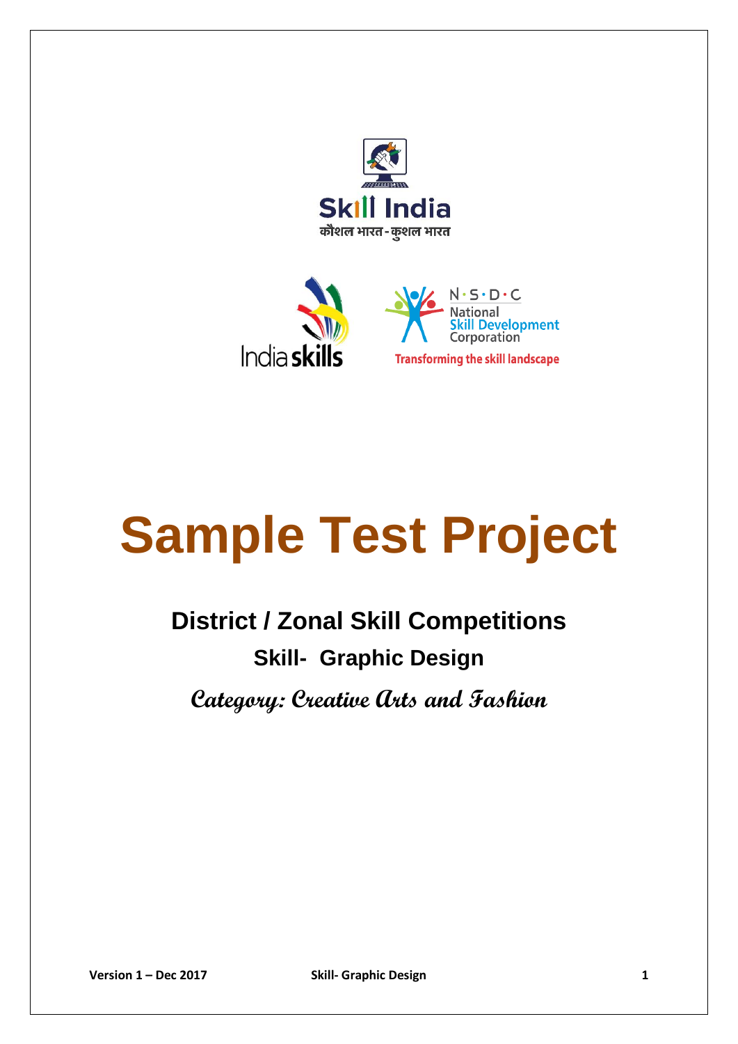# Sample Test Project

## District / Zonal Skill Competitions

### Skill- Graphic Design

***Category: Creative Arts and Fashion***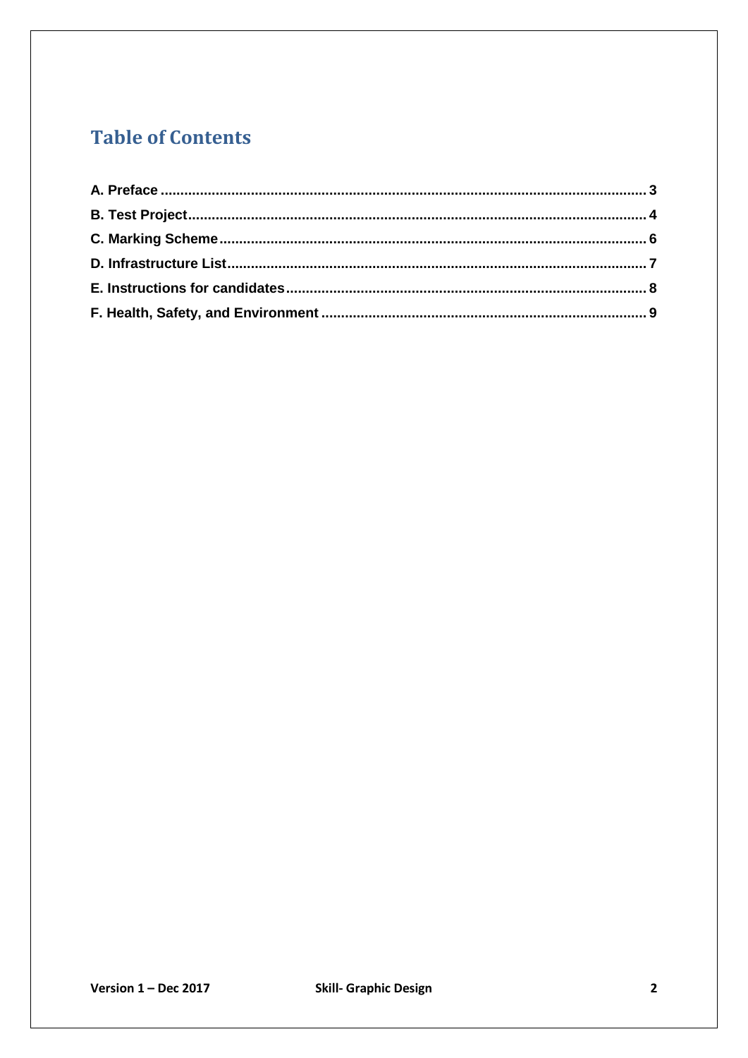## Table of Contents

A. Preface ........................................................................................................................ 3

B. Test Project .................................................................................................................. 4

C. Marking Scheme .......................................................................................................... 6

D. Infrastructure List ........................................................................................................ 7

E. Instructions for candidates .......................................................................................... 8

F. Health, Safety, and Environment ................................................................................. 9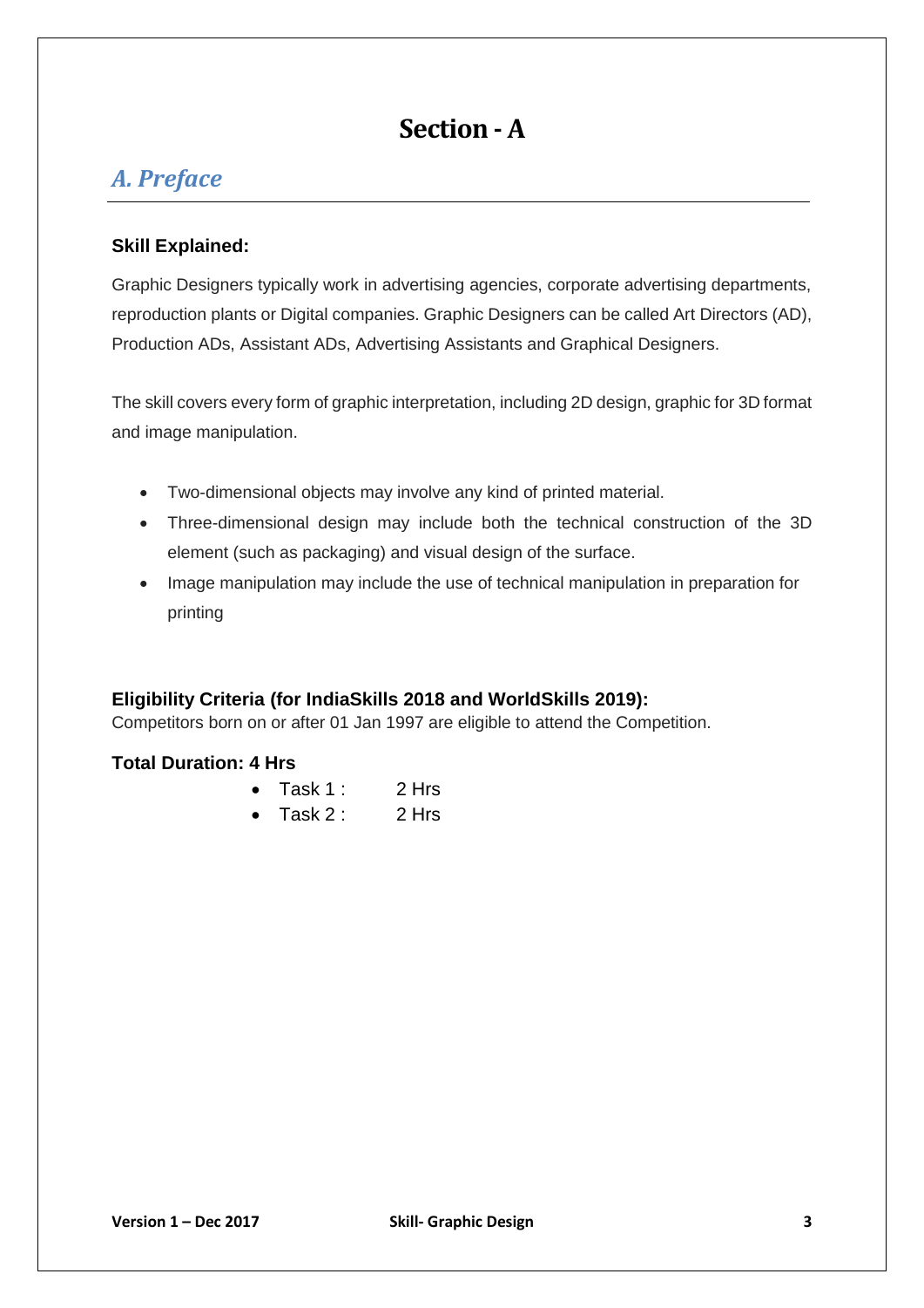# Section - A

## *A. Preface*

### Skill Explained:

Graphic Designers typically work in advertising agencies, corporate advertising departments, reproduction plants or Digital companies. Graphic Designers can be called Art Directors (AD), Production ADs, Assistant ADs, Advertising Assistants and Graphical Designers.

The skill covers every form of graphic interpretation, including 2D design, graphic for 3D format and image manipulation.

- Two-dimensional objects may involve any kind of printed material.
- Three-dimensional design may include both the technical construction of the 3D element (such as packaging) and visual design of the surface.
- Image manipulation may include the use of technical manipulation in preparation for printing

### Eligibility Criteria (for IndiaSkills 2018 and WorldSkills 2019):

Competitors born on or after 01 Jan 1997 are eligible to attend the Competition.

### Total Duration: 4 Hrs

- Task 1 : 2 Hrs
- Task 2 : 2 Hrs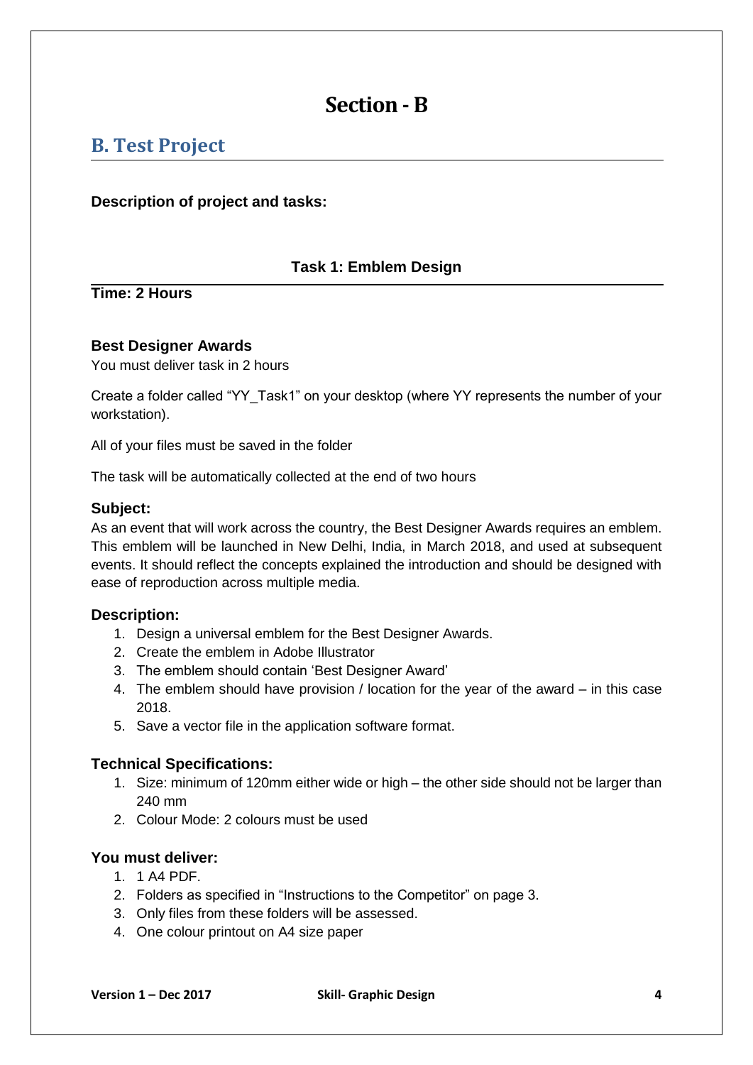# Section - B

## B. Test Project

**Description of project and tasks:**

### Task 1: Emblem Design

**Time: 2 Hours**

**Best Designer Awards**

You must deliver task in 2 hours

Create a folder called "YY_Task1" on your desktop (where YY represents the number of your workstation).

All of your files must be saved in the folder

The task will be automatically collected at the end of two hours

#### Subject:

As an event that will work across the country, the Best Designer Awards requires an emblem. This emblem will be launched in New Delhi, India, in March 2018, and used at subsequent events. It should reflect the concepts explained the introduction and should be designed with ease of reproduction across multiple media.

#### Description:

1. Design a universal emblem for the Best Designer Awards.
2. Create the emblem in Adobe Illustrator
3. The emblem should contain 'Best Designer Award'
4. The emblem should have provision / location for the year of the award – in this case 2018.
5. Save a vector file in the application software format.

#### Technical Specifications:

1. Size: minimum of 120mm either wide or high – the other side should not be larger than 240 mm
2. Colour Mode: 2 colours must be used

#### You must deliver:

1. 1 A4 PDF.
2. Folders as specified in "Instructions to the Competitor" on page 3.
3. Only files from these folders will be assessed.
4. One colour printout on A4 size paper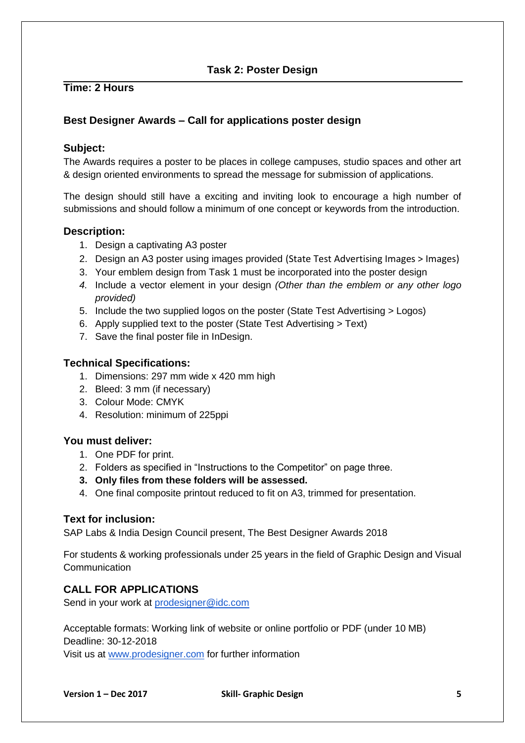## Task 2: Poster Design

**Time: 2 Hours**

### Best Designer Awards – Call for applications poster design

#### Subject:

The Awards requires a poster to be places in college campuses, studio spaces and other art & design oriented environments to spread the message for submission of applications.

The design should still have a exciting and inviting look to encourage a high number of submissions and should follow a minimum of one concept or keywords from the introduction.

#### Description:

1. Design a captivating A3 poster
2. Design an A3 poster using images provided (State Test Advertising Images > Images)
3. Your emblem design from Task 1 must be incorporated into the poster design
4. Include a vector element in your design *(Other than the emblem or any other logo provided)*
5. Include the two supplied logos on the poster (State Test Advertising > Logos)
6. Apply supplied text to the poster (State Test Advertising > Text)
7. Save the final poster file in InDesign.

#### Technical Specifications:

1. Dimensions: 297 mm wide x 420 mm high
2. Bleed: 3 mm (if necessary)
3. Colour Mode: CMYK
4. Resolution: minimum of 225ppi

#### You must deliver:

1. One PDF for print.
2. Folders as specified in "Instructions to the Competitor" on page three.
3. **Only files from these folders will be assessed.**
4. One final composite printout reduced to fit on A3, trimmed for presentation.

#### Text for inclusion:

SAP Labs & India Design Council present, The Best Designer Awards 2018

For students & working professionals under 25 years in the field of Graphic Design and Visual Communication

#### CALL FOR APPLICATIONS

Send in your work at prodesigner@idc.com

Acceptable formats: Working link of website or online portfolio or PDF (under 10 MB)
Deadline: 30-12-2018
Visit us at www.prodesigner.com for further information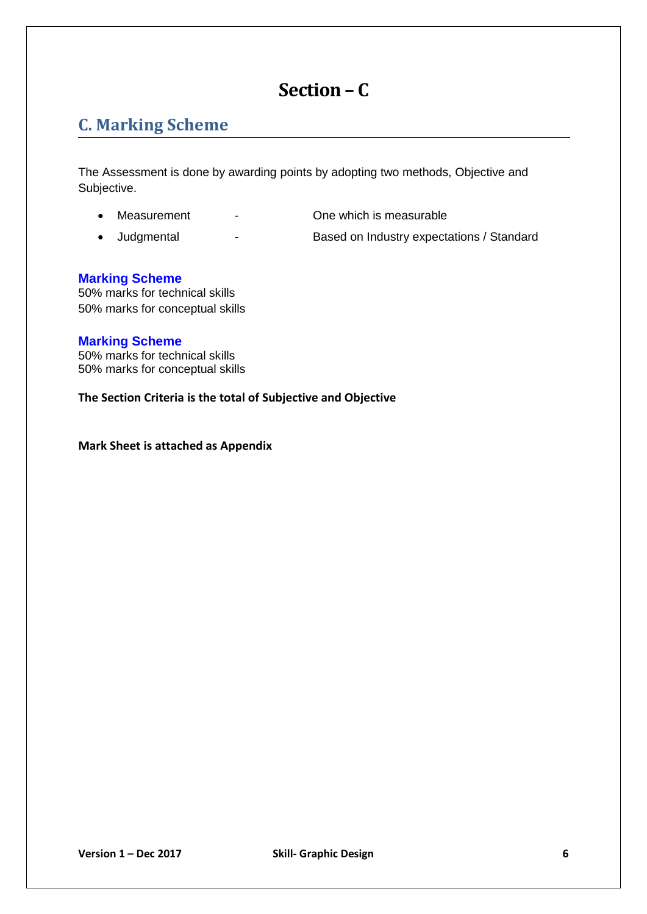# Section – C

## C. Marking Scheme

The Assessment is done by awarding points by adopting two methods, Objective and Subjective.

- Measurement - One which is measurable
- Judgmental - Based on Industry expectations / Standard

### Marking Scheme

50% marks for technical skills
50% marks for conceptual skills

### Marking Scheme

50% marks for technical skills
50% marks for conceptual skills

**The Section Criteria is the total of Subjective and Objective**

**Mark Sheet is attached as Appendix**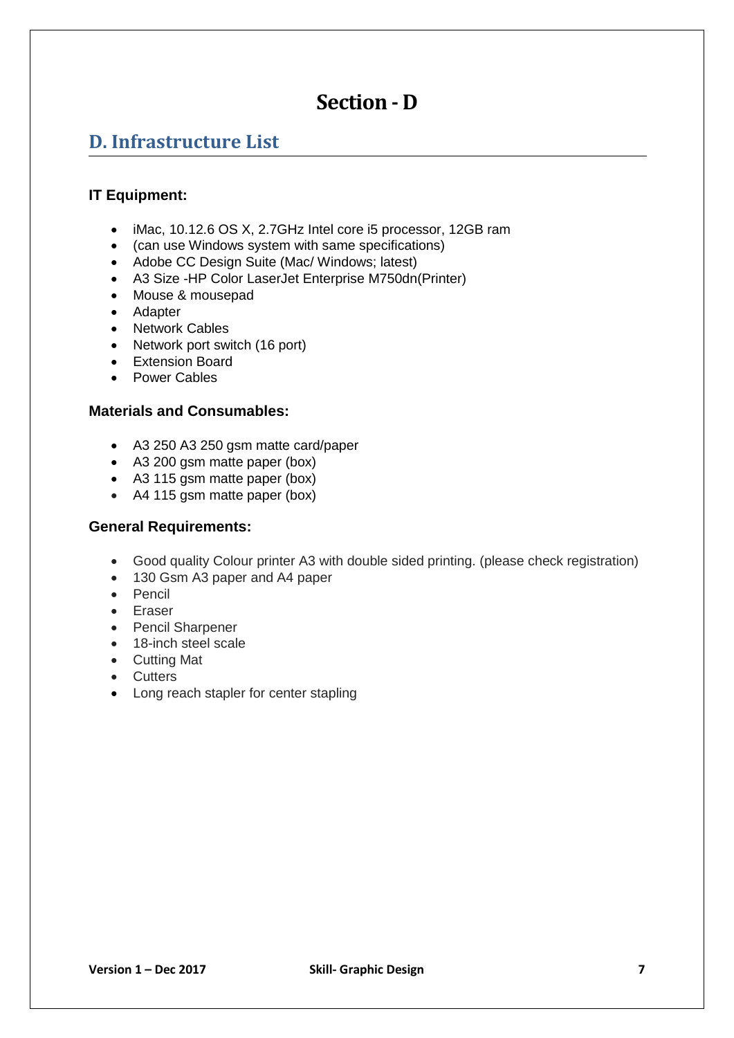# Section - D

## D. Infrastructure List

### IT Equipment:

- iMac, 10.12.6 OS X, 2.7GHz Intel core i5 processor, 12GB ram
- (can use Windows system with same specifications)
- Adobe CC Design Suite (Mac/ Windows; latest)
- A3 Size -HP Color LaserJet Enterprise M750dn(Printer)
- Mouse & mousepad
- Adapter
- Network Cables
- Network port switch (16 port)
- Extension Board
- Power Cables

### Materials and Consumables:

- A3 250 A3 250 gsm matte card/paper
- A3 200 gsm matte paper (box)
- A3 115 gsm matte paper (box)
- A4 115 gsm matte paper (box)

### General Requirements:

- Good quality Colour printer A3 with double sided printing. (please check registration)
- 130 Gsm A3 paper and A4 paper
- Pencil
- Eraser
- Pencil Sharpener
- 18-inch steel scale
- Cutting Mat
- Cutters
- Long reach stapler for center stapling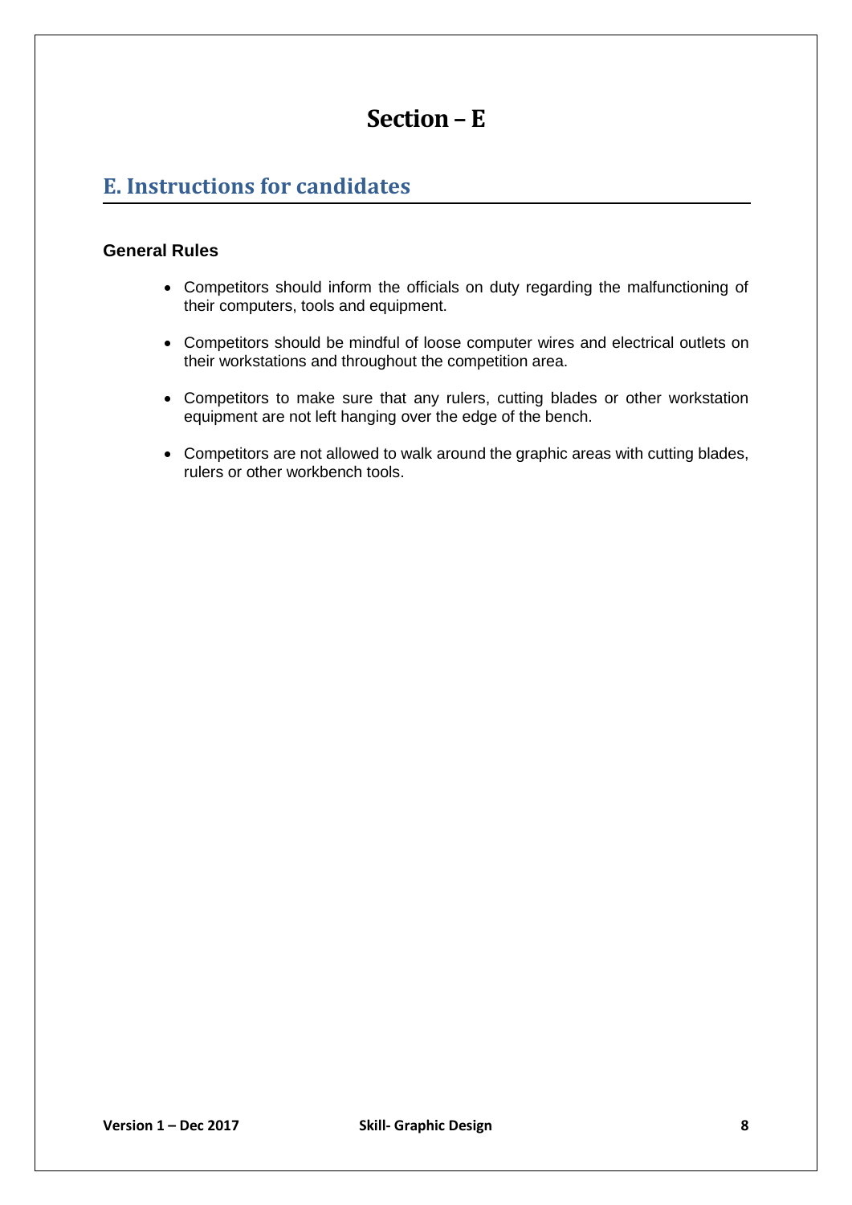# Section – E

## E. Instructions for candidates

### General Rules

- Competitors should inform the officials on duty regarding the malfunctioning of their computers, tools and equipment.
- Competitors should be mindful of loose computer wires and electrical outlets on their workstations and throughout the competition area.
- Competitors to make sure that any rulers, cutting blades or other workstation equipment are not left hanging over the edge of the bench.
- Competitors are not allowed to walk around the graphic areas with cutting blades, rulers or other workbench tools.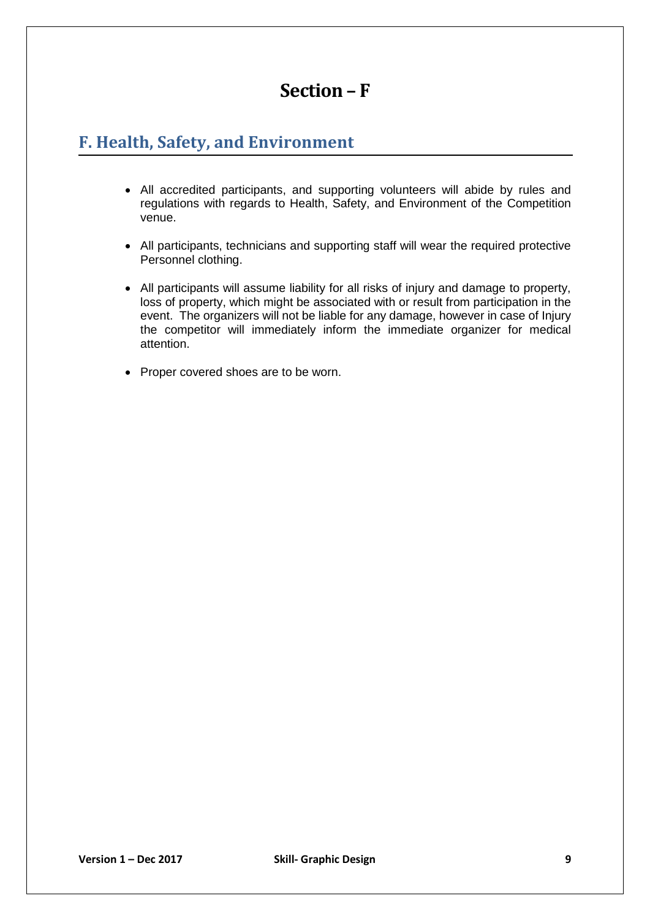# Section – F

## F. Health, Safety, and Environment

- All accredited participants, and supporting volunteers will abide by rules and regulations with regards to Health, Safety, and Environment of the Competition venue.
- All participants, technicians and supporting staff will wear the required protective Personnel clothing.
- All participants will assume liability for all risks of injury and damage to property, loss of property, which might be associated with or result from participation in the event. The organizers will not be liable for any damage, however in case of Injury the competitor will immediately inform the immediate organizer for medical attention.
- Proper covered shoes are to be worn.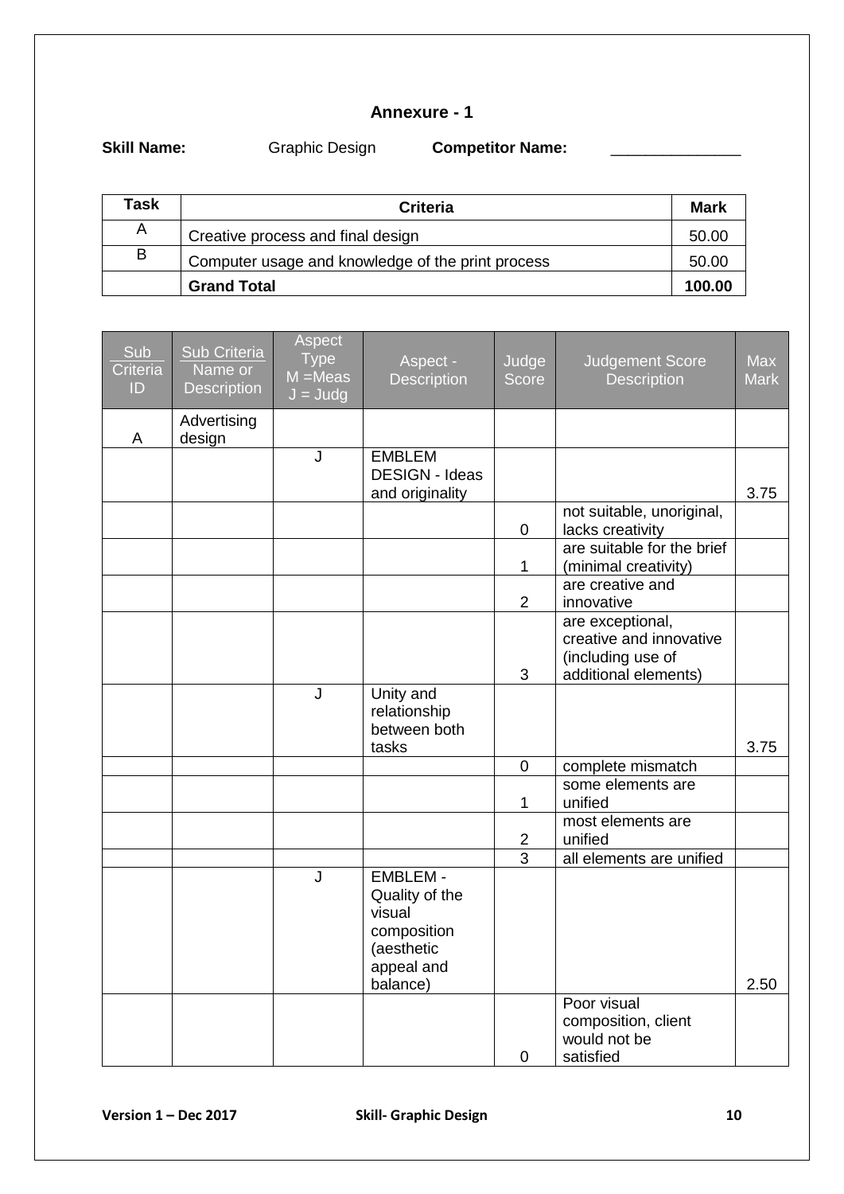## Annexure - 1

**Skill Name:** Graphic Design **Competitor Name:** _______________

| Task | Criteria | Mark |
|---|---|---|
| A | Creative process and final design | 50.00 |
| B | Computer usage and knowledge of the print process | 50.00 |
| | **Grand Total** | **100.00** |

| Sub Criteria ID | Sub Criteria Name or Description | Aspect Type M =Meas J = Judg | Aspect - Description | Judge Score | Judgement Score Description | Max Mark |
|---|---|---|---|---|---|---|
| A | Advertising design | | | | | |
| | | J | EMBLEM DESIGN - Ideas and originality | | | 3.75 |
| | | | | 0 | not suitable, unoriginal, lacks creativity | |
| | | | | 1 | are suitable for the brief (minimal creativity) | |
| | | | | 2 | are creative and innovative | |
| | | | | 3 | are exceptional, creative and innovative (including use of additional elements) | |
| | | J | Unity and relationship between both tasks | | | 3.75 |
| | | | | 0 | complete mismatch | |
| | | | | 1 | some elements are unified | |
| | | | | 2 | most elements are unified | |
| | | | | 3 | all elements are unified | |
| | | J | EMBLEM - Quality of the visual composition (aesthetic appeal and balance) | | | 2.50 |
| | | | | 0 | Poor visual composition, client would not be satisfied | |

Version 1 – Dec 2017 Skill- Graphic Design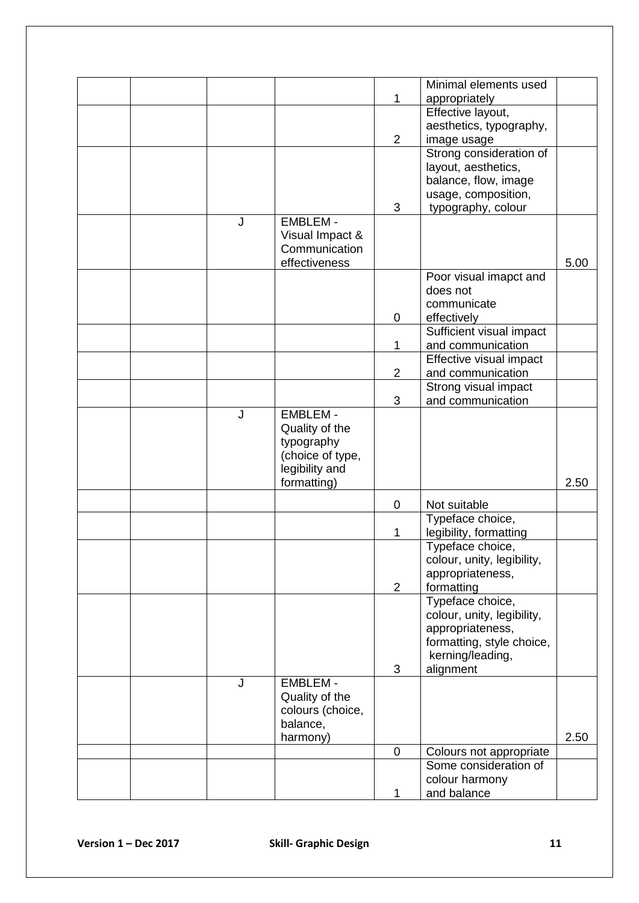| | | | | | | |
|---|---|---|---|---|---|---|
| | | | | 1 | Minimal elements used appropriately | |
| | | | | 2 | Effective layout, aesthetics, typography, image usage | |
| | | | | 3 | Strong consideration of layout, aesthetics, balance, flow, image usage, composition, typography, colour | |
| | | J | EMBLEM - Visual Impact & Communication effectiveness | | | 5.00 |
| | | | | 0 | Poor visual imapct and does not communicate effectively | |
| | | | | 1 | Sufficient visual impact and communication | |
| | | | | 2 | Effective visual impact and communication | |
| | | | | 3 | Strong visual impact and communication | |
| | | J | EMBLEM - Quality of the typography (choice of type, legibility and formatting) | | | 2.50 |
| | | | | 0 | Not suitable | |
| | | | | 1 | Typeface choice, legibility, formatting | |
| | | | | 2 | Typeface choice, colour, unity, legibility, appropriateness, formatting | |
| | | | | 3 | Typeface choice, colour, unity, legibility, appropriateness, formatting, style choice, kerning/leading, alignment | |
| | | J | EMBLEM - Quality of the colours (choice, balance, harmony) | | | 2.50 |
| | | | | 0 | Colours not appropriate | |
| | | | | 1 | Some consideration of colour harmony and balance | |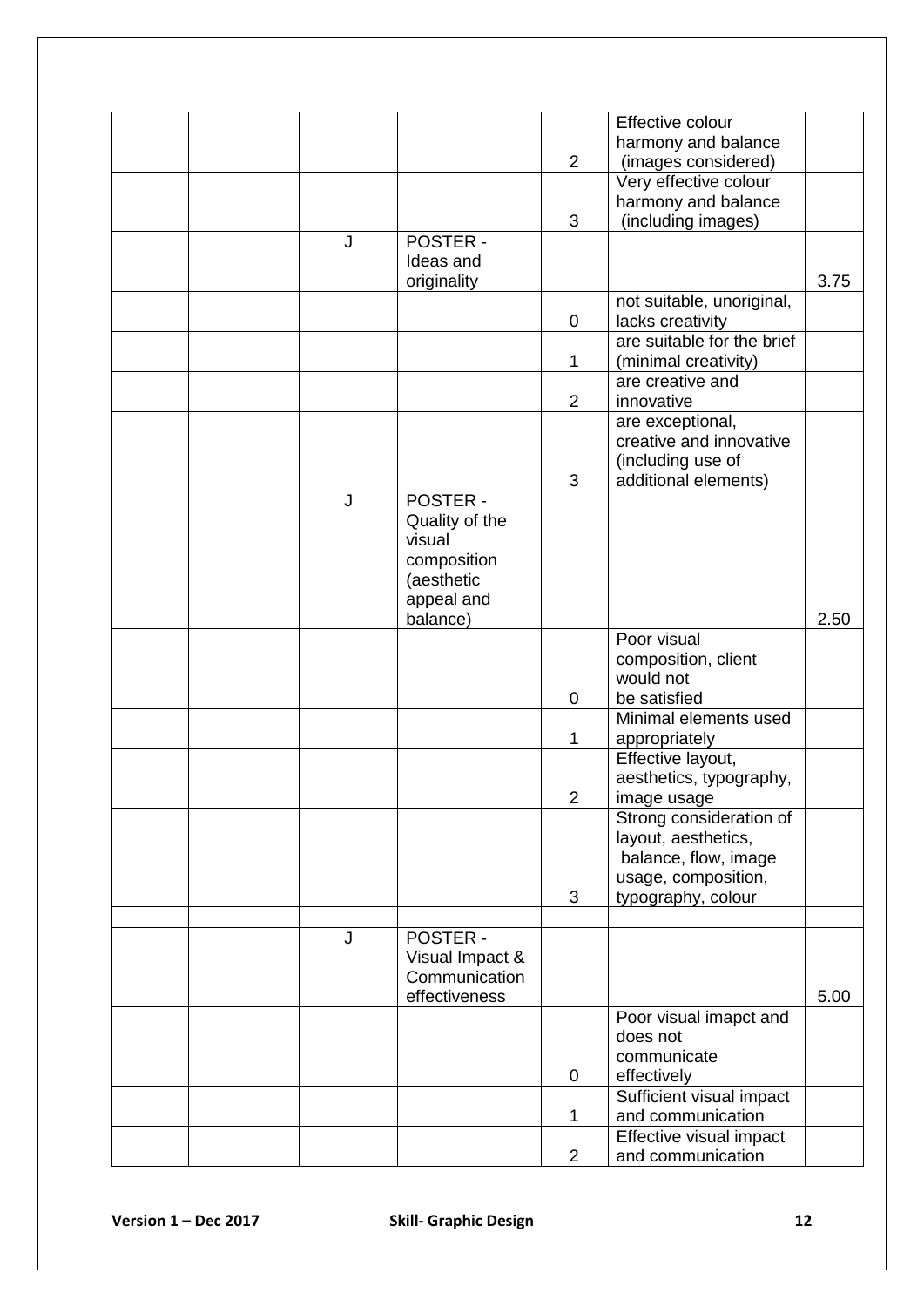| | | | | | | |
|---|---|---|---|---|---|---|
| | | | | 2 | Effective colour harmony and balance (images considered) | |
| | | | | 3 | Very effective colour harmony and balance (including images) | |
| | | J | POSTER - Ideas and originality | | | 3.75 |
| | | | | 0 | not suitable, unoriginal, lacks creativity | |
| | | | | 1 | are suitable for the brief (minimal creativity) | |
| | | | | 2 | are creative and innovative | |
| | | | | 3 | are exceptional, creative and innovative (including use of additional elements) | |
| | | J | POSTER - Quality of the visual composition (aesthetic appeal and balance) | | | 2.50 |
| | | | | 0 | Poor visual composition, client would not be satisfied | |
| | | | | 1 | Minimal elements used appropriately | |
| | | | | 2 | Effective layout, aesthetics, typography, image usage | |
| | | | | 3 | Strong consideration of layout, aesthetics, balance, flow, image usage, composition, typography, colour | |
| | | | | | | |
| | | J | POSTER - Visual Impact & Communication effectiveness | | | 5.00 |
| | | | | 0 | Poor visual imapct and does not communicate effectively | |
| | | | | 1 | Sufficient visual impact and communication | |
| | | | | 2 | Effective visual impact and communication | |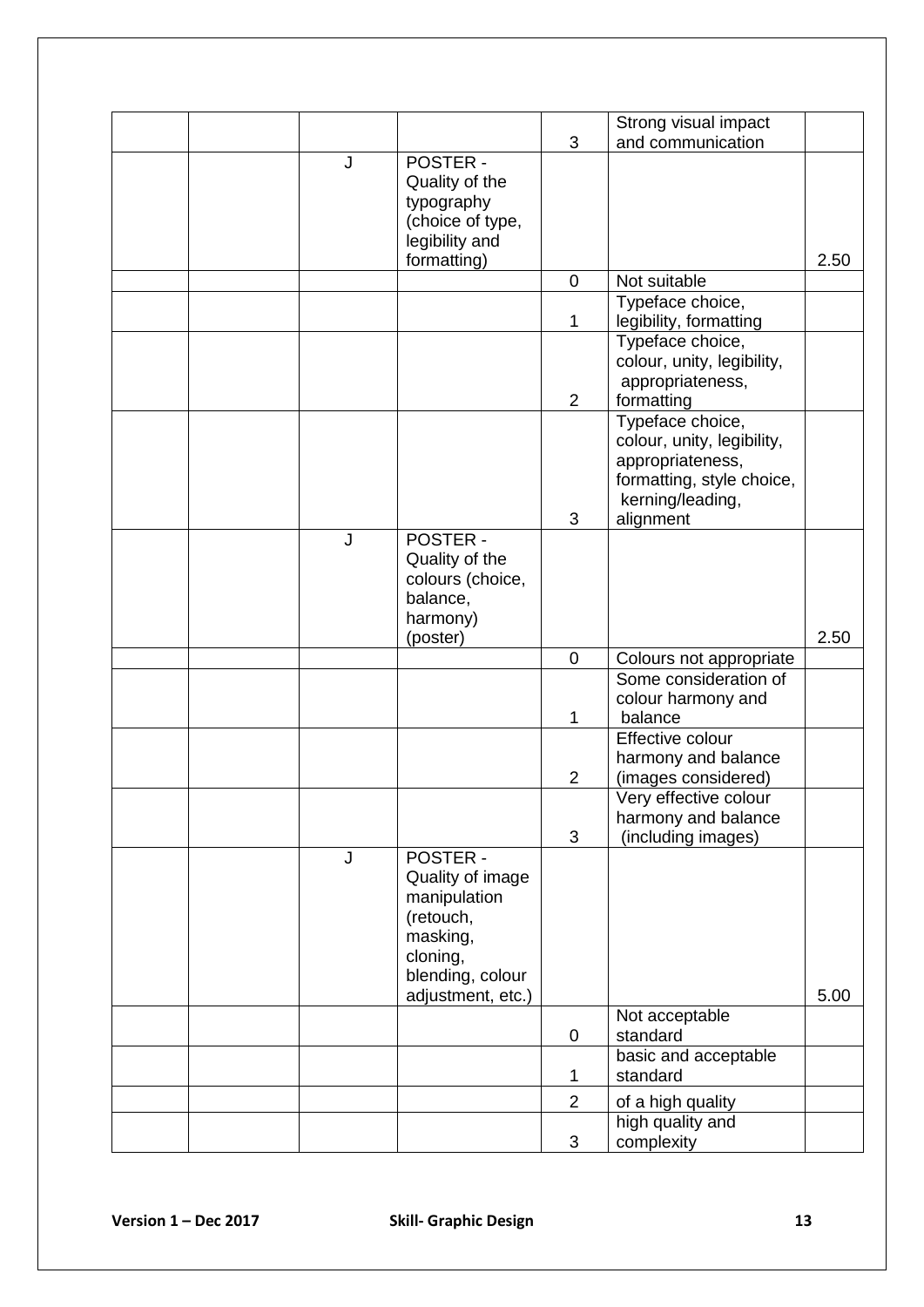| | | | | | | |
|---|---|---|---|---|---|---|
| | | | | 3 | Strong visual impact and communication | |
| | | J | POSTER - Quality of the typography (choice of type, legibility and formatting) | | | 2.50 |
| | | | | 0 | Not suitable | |
| | | | | 1 | Typeface choice, legibility, formatting | |
| | | | | 2 | Typeface choice, colour, unity, legibility, appropriateness, formatting | |
| | | | | 3 | Typeface choice, colour, unity, legibility, appropriateness, formatting, style choice, kerning/leading, alignment | |
| | | J | POSTER - Quality of the colours (choice, balance, harmony) (poster) | | | 2.50 |
| | | | | 0 | Colours not appropriate | |
| | | | | 1 | Some consideration of colour harmony and balance | |
| | | | | 2 | Effective colour harmony and balance (images considered) | |
| | | | | 3 | Very effective colour harmony and balance (including images) | |
| | | J | POSTER - Quality of image manipulation (retouch, masking, cloning, blending, colour adjustment, etc.) | | | 5.00 |
| | | | | 0 | Not acceptable standard | |
| | | | | 1 | basic and acceptable standard | |
| | | | | 2 | of a high quality | |
| | | | | 3 | high quality and complexity | |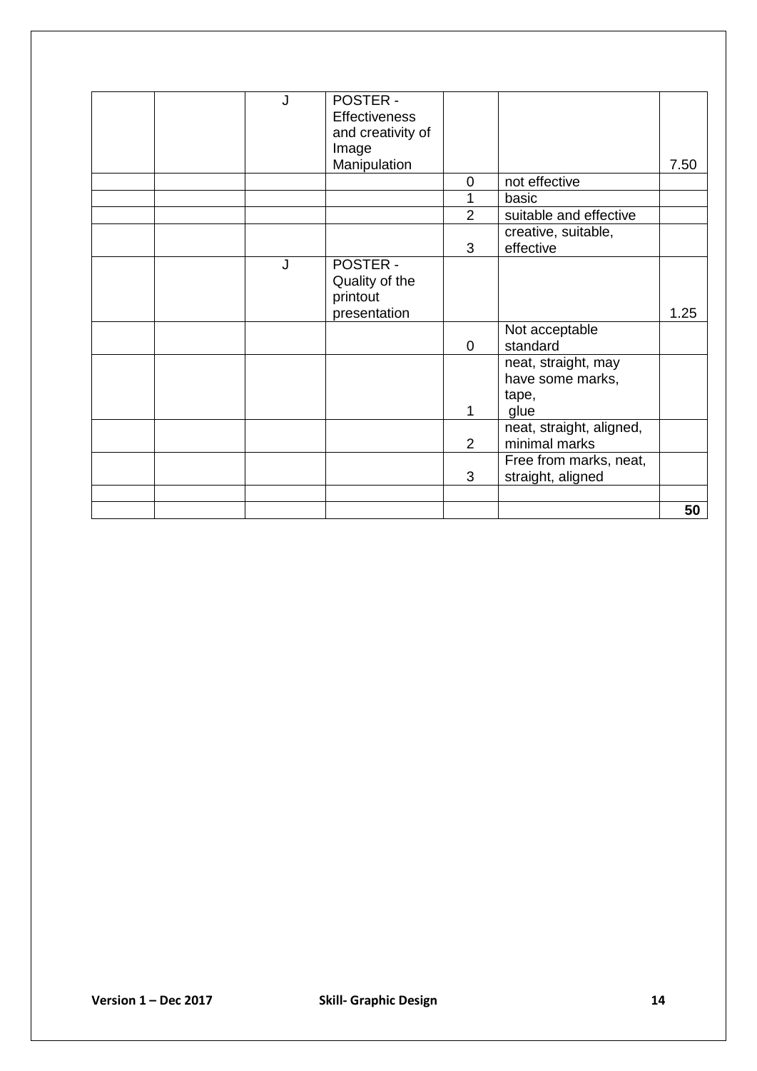| | | | | | | |
|---|---|---|---|---|---|---|
| | | J | POSTER - Effectiveness and creativity of Image Manipulation | | | 7.50 |
| | | | | 0 | not effective | |
| | | | | 1 | basic | |
| | | | | 2 | suitable and effective | |
| | | | | 3 | creative, suitable, effective | |
| | | J | POSTER - Quality of the printout presentation | | | 1.25 |
| | | | | 0 | Not acceptable standard | |
| | | | | 1 | neat, straight, may have some marks, tape, glue | |
| | | | | 2 | neat, straight, aligned, minimal marks | |
| | | | | 3 | Free from marks, neat, straight, aligned | |
| | | | | | | |
| | | | | | | **50** |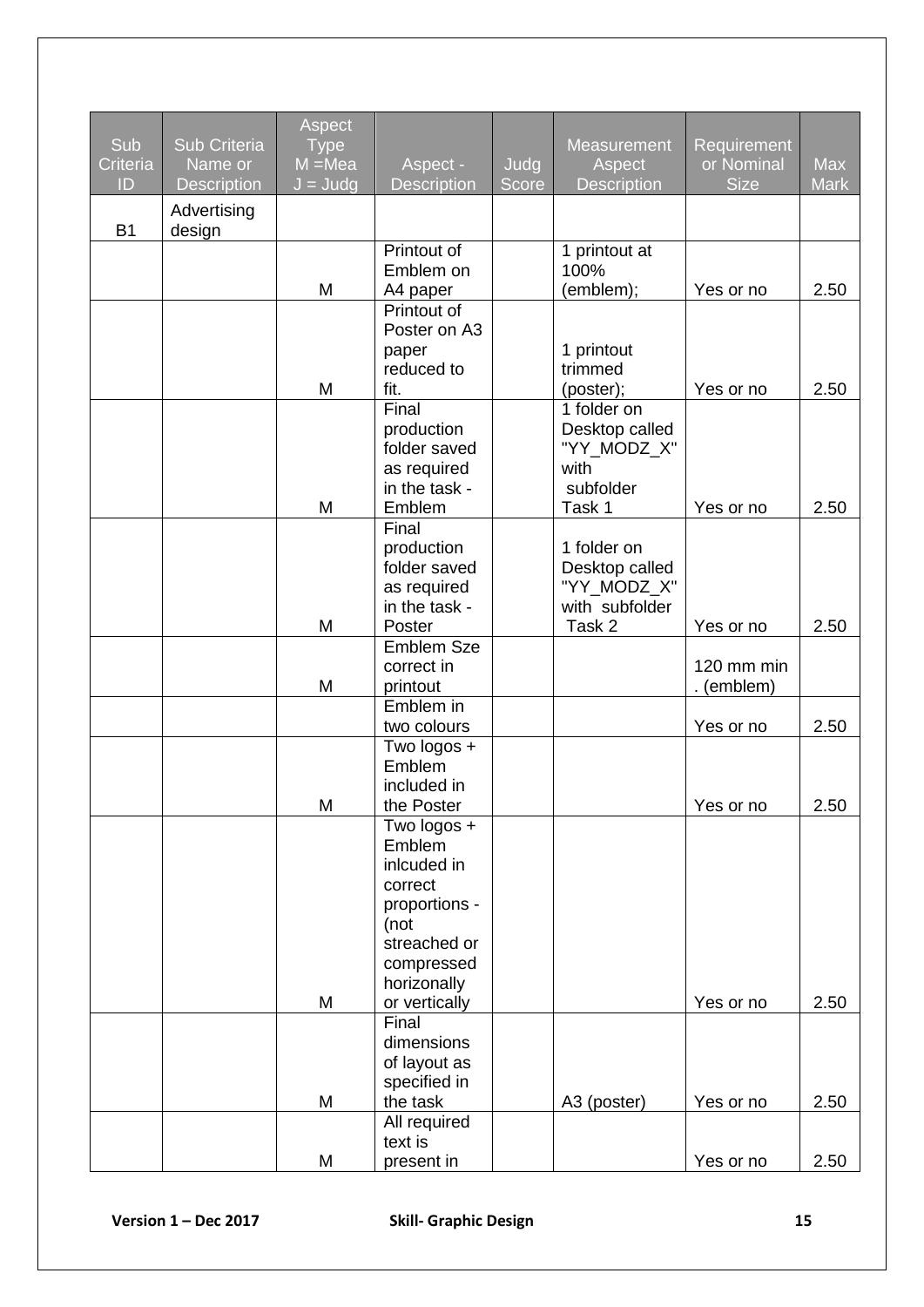| Sub Criteria ID | Sub Criteria Name or Description | Aspect Type M =Mea J = Judg | Aspect - Description | Judg Score | Measurement Aspect Description | Requirement or Nominal Size | Max Mark |
|---|---|---|---|---|---|---|---|
| B1 | Advertising design | | | | | | |
| | | M | Printout of Emblem on A4 paper | | 1 printout at 100% (emblem); | Yes or no | 2.50 |
| | | M | Printout of Poster on A3 paper reduced to fit. | | 1 printout trimmed (poster); | Yes or no | 2.50 |
| | | M | Final production folder saved as required in the task - Emblem | | 1 folder on Desktop called "YY_MODZ_X" with subfolder Task 1 | Yes or no | 2.50 |
| | | M | Final production folder saved as required in the task - Poster | | 1 folder on Desktop called "YY_MODZ_X" with subfolder Task 2 | Yes or no | 2.50 |
| | | M | Emblem Sze correct in printout | | | 120 mm min . (emblem) | |
| | | | Emblem in two colours | | | Yes or no | 2.50 |
| | | M | Two logos + Emblem included in the Poster | | | Yes or no | 2.50 |
| | | M | Two logos + Emblem inlcuded in correct proportions - (not streached or compressed horizonally or vertically | | | Yes or no | 2.50 |
| | | M | Final dimensions of layout as specified in the task | | A3 (poster) | Yes or no | 2.50 |
| | | M | All required text is present in | | | Yes or no | 2.50 |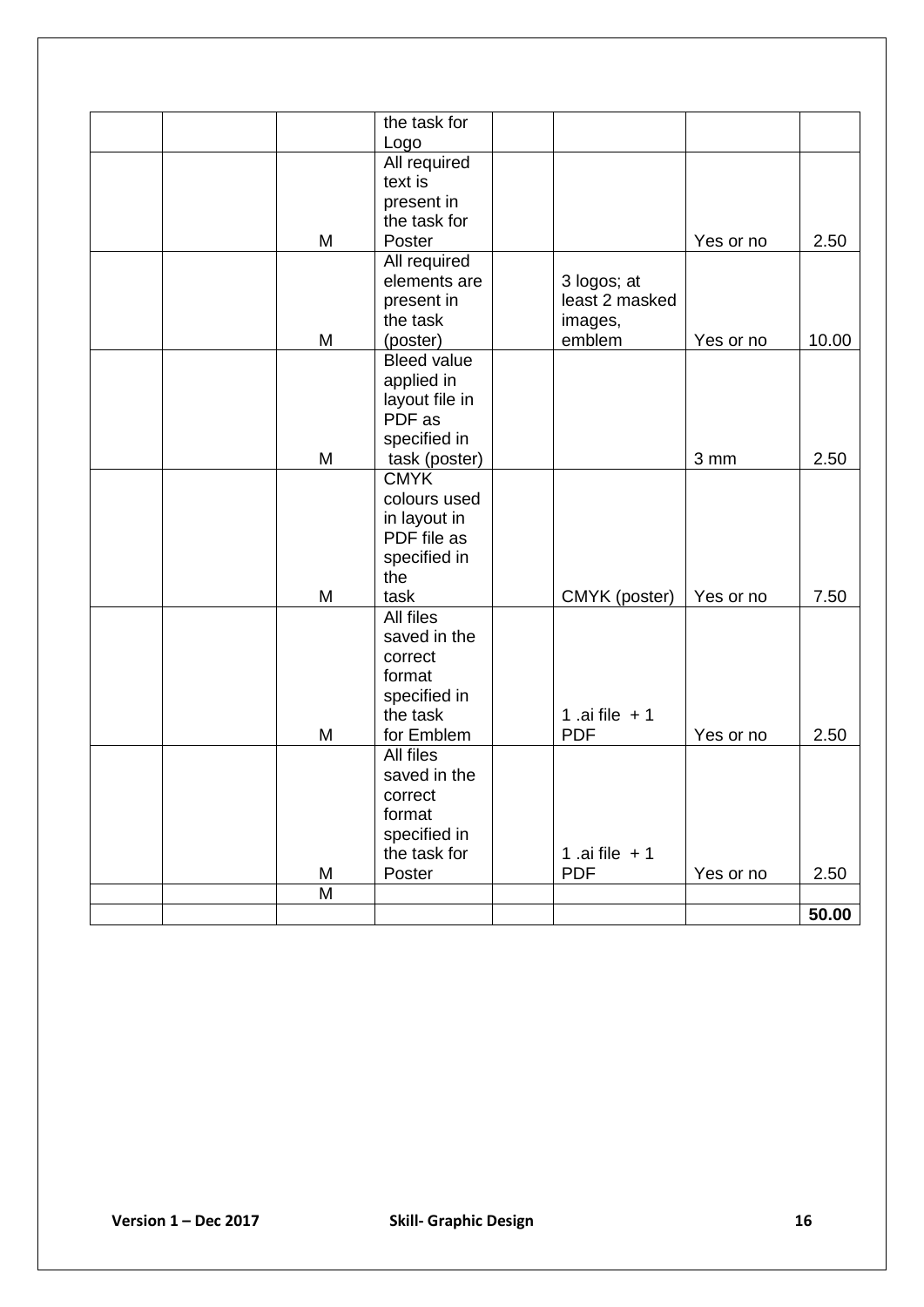| | | | | | | | |
|---|---|---|---|---|---|---|---|
| | | | the task for Logo | | | | |
| | | M | All required text is present in the task for Poster | | | Yes or no | 2.50 |
| | | M | All required elements are present in the task (poster) | | 3 logos; at least 2 masked images, emblem | Yes or no | 10.00 |
| | | M | Bleed value applied in layout file in PDF as specified in task (poster) | | | 3 mm | 2.50 |
| | | M | CMYK colours used in layout in PDF file as specified in the task | | CMYK (poster) | Yes or no | 7.50 |
| | | M | All files saved in the correct format specified in the task for Emblem | | 1 .ai file + 1 PDF | Yes or no | 2.50 |
| | | M | All files saved in the correct format specified in the task for Poster | | 1 .ai file + 1 PDF | Yes or no | 2.50 |
| | | M | | | | | |
| | | | | | | | **50.00** |

**Version 1 – Dec 2017** **Skill- Graphic Design**